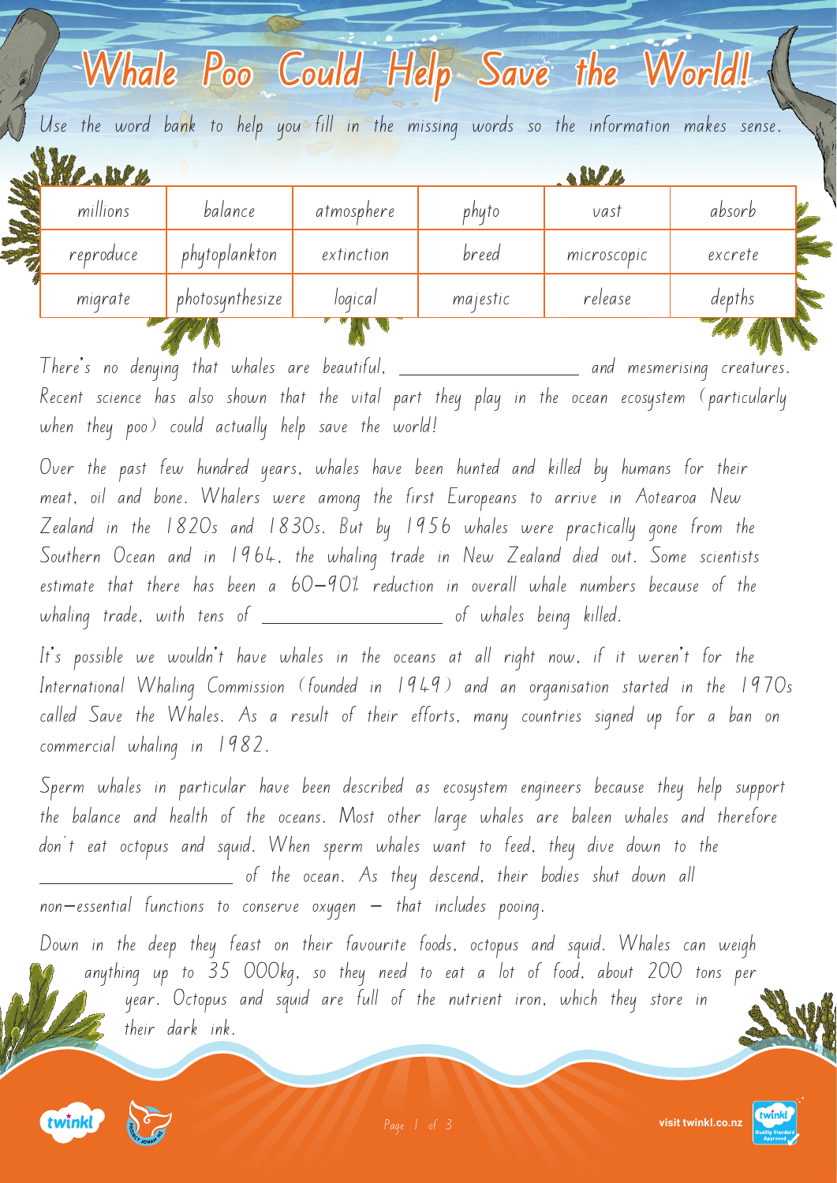# Whale Poo Could Help Save the World!

Use the word bank to help you fill in the missing words so the information makes sense.

| millions | balance | atmosphere | phyto | vast | absorb |
|---|---|---|---|---|---|
| reproduce | phytoplankton | extinction | breed | microscopic | excrete |
| migrate | photosynthesize | logical | majestic | release | depths |

There's no denying that whales are beautiful, ____________________ and mesmerising creatures. Recent science has also shown that the vital part they play in the ocean ecosystem (particularly when they poo) could actually help save the world!

Over the past few hundred years, whales have been hunted and killed by humans for their meat, oil and bone. Whalers were among the first Europeans to arrive in Aotearoa New Zealand in the 1820s and 1830s. But by 1956 whales were practically gone from the Southern Ocean and in 1964, the whaling trade in New Zealand died out. Some scientists estimate that there has been a 60-90% reduction in overall whale numbers because of the whaling trade, with tens of ____________________ of whales being killed.

It's possible we wouldn't have whales in the oceans at all right now, if it weren't for the International Whaling Commission (founded in 1949) and an organisation started in the 1970s called Save the Whales. As a result of their efforts, many countries signed up for a ban on commercial whaling in 1982.

Sperm whales in particular have been described as ecosystem engineers because they help support the balance and health of the oceans. Most other large whales are baleen whales and therefore don't eat octopus and squid. When sperm whales want to feed, they dive down to the ____________________ of the ocean. As they descend, their bodies shut down all non-essential functions to conserve oxygen – that includes pooing.

Down in the deep they feast on their favourite foods, octopus and squid. Whales can weigh anything up to 35 000kg, so they need to eat a lot of food, about 200 tons per year. Octopus and squid are full of the nutrient iron, which they store in their dark ink.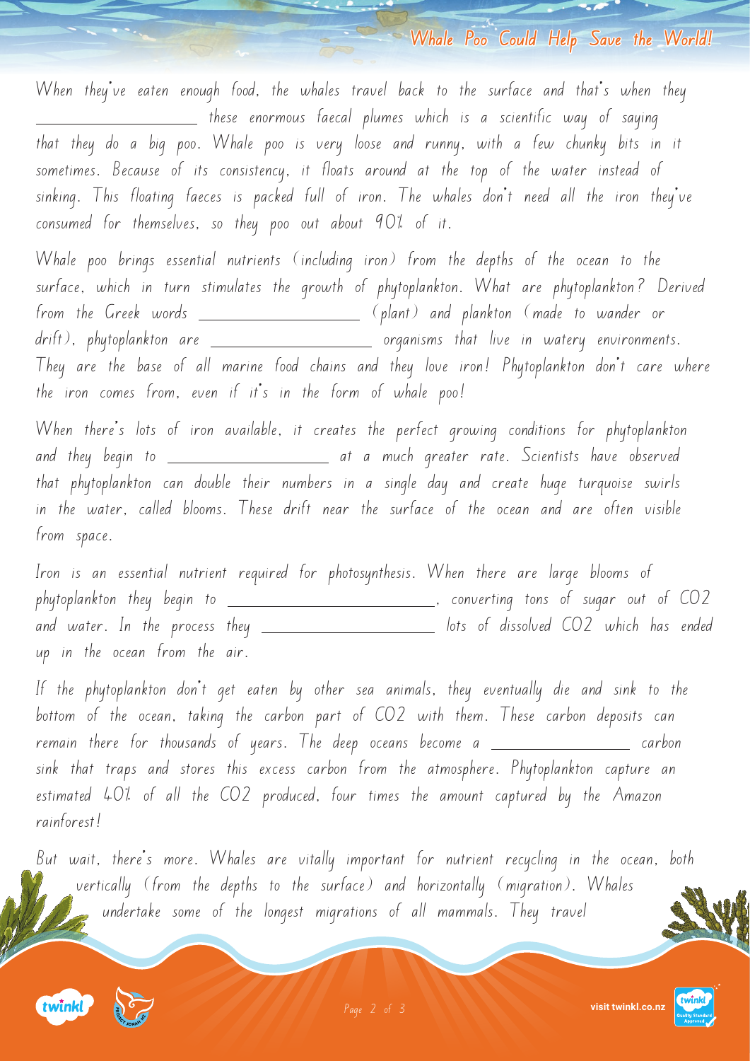When they've eaten enough food, the whales travel back to the surface and that's when they ___________________ these enormous faecal plumes which is a scientific way of saying that they do a big poo. Whale poo is very loose and runny, with a few chunky bits in it sometimes. Because of its consistency, it floats around at the top of the water instead of sinking. This floating faeces is packed full of iron. The whales don't need all the iron they've consumed for themselves, so they poo out about 90% of it.

Whale poo brings essential nutrients (including iron) from the depths of the ocean to the surface, which in turn stimulates the growth of phytoplankton. What are phytoplankton? Derived from the Greek words ___________________ (plant) and plankton (made to wander or drift), phytoplankton are ___________________ organisms that live in watery environments. They are the base of all marine food chains and they love iron! Phytoplankton don't care where the iron comes from, even if it's in the form of whale poo!

When there's lots of iron available, it creates the perfect growing conditions for phytoplankton and they begin to ___________________ at a much greater rate. Scientists have observed that phytoplankton can double their numbers in a single day and create huge turquoise swirls in the water, called blooms. These drift near the surface of the ocean and are often visible from space.

Iron is an essential nutrient required for photosynthesis. When there are large blooms of phytoplankton they begin to ________________________, converting tons of sugar out of $CO_2$ and water. In the process they ____________________ lots of dissolved $CO_2$ which has ended up in the ocean from the air.

If the phytoplankton don't get eaten by other sea animals, they eventually die and sink to the bottom of the ocean, taking the carbon part of $CO_2$ with them. These carbon deposits can remain there for thousands of years. The deep oceans become a ________________ carbon sink that traps and stores this excess carbon from the atmosphere. Phytoplankton capture an estimated 40% of all the $CO_2$ produced, four times the amount captured by the Amazon rainforest!

But wait, there's more. Whales are vitally important for nutrient recycling in the ocean, both vertically (from the depths to the surface) and horizontally (migration). Whales undertake some of the longest migrations of all mammals. They travel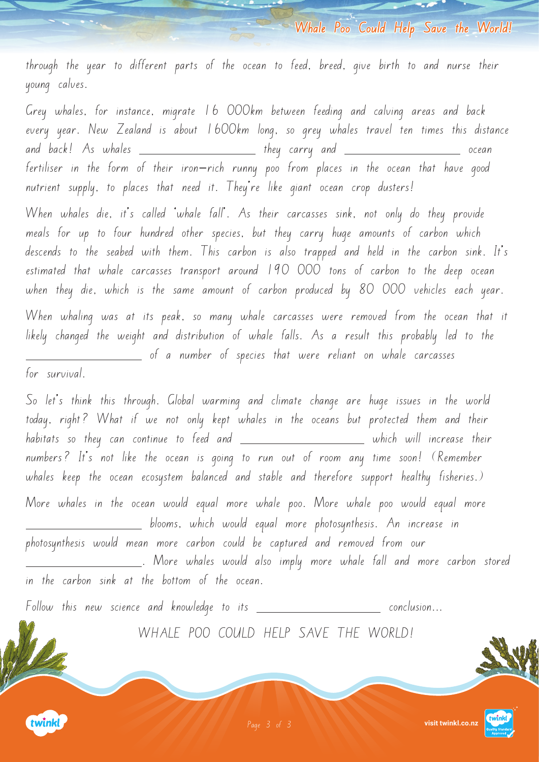through the year to different parts of the ocean to feed, breed, give birth to and nurse their young calves.

Grey whales, for instance, migrate 16 000km between feeding and calving areas and back every year. New Zealand is about 1600km long, so grey whales travel ten times this distance and back! As whales ____________________ they carry and ____________________ ocean fertiliser in the form of their iron-rich runny poo from places in the ocean that have good nutrient supply, to places that need it. They're like giant ocean crop dusters!

When whales die, it's called 'whale fall'. As their carcasses sink, not only do they provide meals for up to four hundred other species, but they carry huge amounts of carbon which descends to the seabed with them. This carbon is also trapped and held in the carbon sink. It's estimated that whale carcasses transport around 190 000 tons of carbon to the deep ocean when they die, which is the same amount of carbon produced by 80 000 vehicles each year.

When whaling was at its peak, so many whale carcasses were removed from the ocean that it likely changed the weight and distribution of whale falls. As a result this probably led to the ____________________ of a number of species that were reliant on whale carcasses for survival.

So let's think this through. Global warming and climate change are huge issues in the world today, right? What if we not only kept whales in the oceans but protected them and their habitats so they can continue to feed and ____________________ which will increase their numbers? It's not like the ocean is going to run out of room any time soon! (Remember whales keep the ocean ecosystem balanced and stable and therefore support healthy fisheries.)

More whales in the ocean would equal more whale poo. More whale poo would equal more ____________________ blooms, which would equal more photosynthesis. An increase in photosynthesis would mean more carbon could be captured and removed from our ____________________. More whales would also imply more whale fall and more carbon stored in the carbon sink at the bottom of the ocean.

Follow this new science and knowledge to its ____________________ conclusion...

WHALE POO COULD HELP SAVE THE WORLD!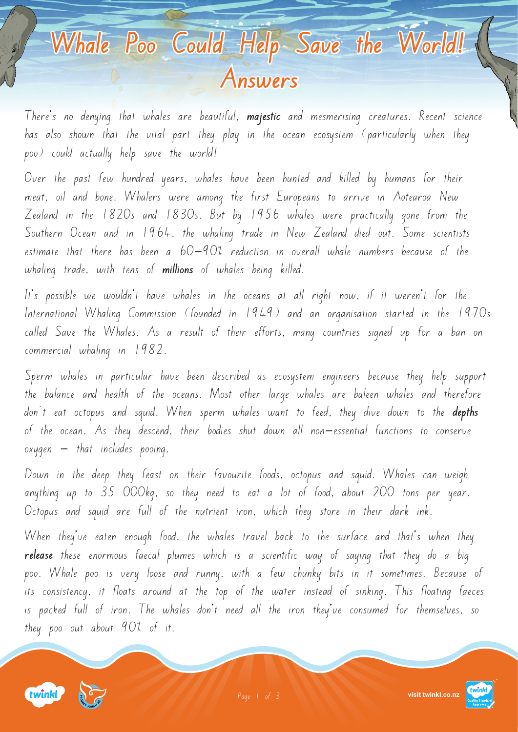# Whale Poo Could Help Save the World!

## Answers

There's no denying that whales are beautiful, **majestic** and mesmerising creatures. Recent science has also shown that the vital part they play in the ocean ecosystem (particularly when they poo) could actually help save the world!

Over the past few hundred years, whales have been hunted and killed by humans for their meat, oil and bone. Whalers were among the first Europeans to arrive in Aotearoa New Zealand in the 1820s and 1830s. But by 1956 whales were practically gone from the Southern Ocean and in 1964, the whaling trade in New Zealand died out. Some scientists estimate that there has been a 60–90% reduction in overall whale numbers because of the whaling trade, with tens of **millions** of whales being killed.

It's possible we wouldn't have whales in the oceans at all right now, if it weren't for the International Whaling Commission (founded in 1949) and an organisation started in the 1970s called Save the Whales. As a result of their efforts, many countries signed up for a ban on commercial whaling in 1982.

Sperm whales in particular have been described as ecosystem engineers because they help support the balance and health of the oceans. Most other large whales are baleen whales and therefore don't eat octopus and squid. When sperm whales want to feed, they dive down to the **depths** of the ocean. As they descend, their bodies shut down all non-essential functions to conserve oxygen – that includes pooing.

Down in the deep they feast on their favourite foods, octopus and squid. Whales can weigh anything up to 35 000kg, so they need to eat a lot of food, about 200 tons per year. Octopus and squid are full of the nutrient iron, which they store in their dark ink.

When they've eaten enough food, the whales travel back to the surface and that's when they **release** these enormous faecal plumes which is a scientific way of saying that they do a big poo. Whale poo is very loose and runny, with a few chunky bits in it sometimes. Because of its consistency, it floats around at the top of the water instead of sinking. This floating faeces is packed full of iron. The whales don't need all the iron they've consumed for themselves, so they poo out about 90% of it.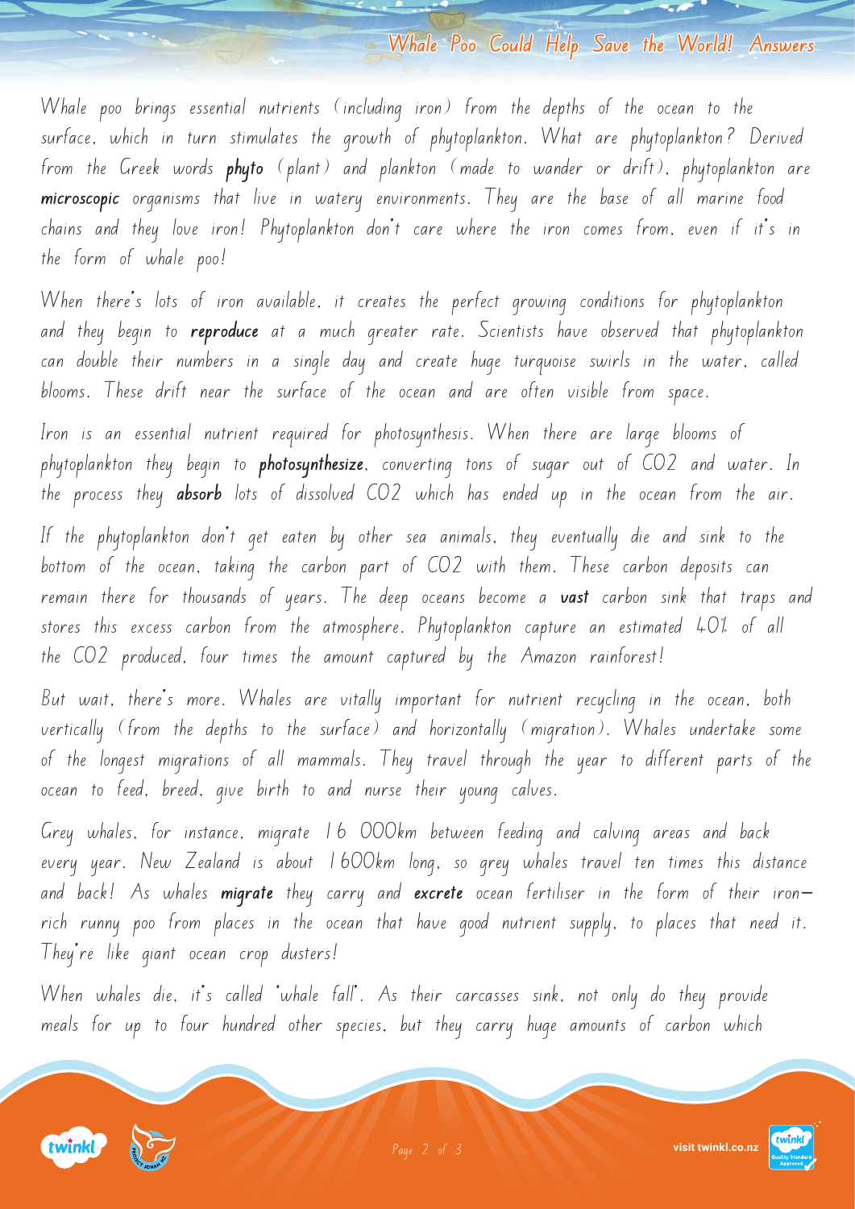Whale poo brings essential nutrients (including iron) from the depths of the ocean to the surface, which in turn stimulates the growth of phytoplankton. What are phytoplankton? Derived from the Greek words **phyto** (plant) and plankton (made to wander or drift), phytoplankton are **microscopic** organisms that live in watery environments. They are the base of all marine food chains and they love iron! Phytoplankton don't care where the iron comes from, even if it's in the form of whale poo!

When there's lots of iron available, it creates the perfect growing conditions for phytoplankton and they begin to **reproduce** at a much greater rate. Scientists have observed that phytoplankton can double their numbers in a single day and create huge turquoise swirls in the water, called blooms. These drift near the surface of the ocean and are often visible from space.

Iron is an essential nutrient required for photosynthesis. When there are large blooms of phytoplankton they begin to **photosynthesize**, converting tons of sugar out of $CO_2$ and water. In the process they **absorb** lots of dissolved $CO_2$ which has ended up in the ocean from the air.

If the phytoplankton don't get eaten by other sea animals, they eventually die and sink to the bottom of the ocean, taking the carbon part of $CO_2$ with them. These carbon deposits can remain there for thousands of years. The deep oceans become a **vast** carbon sink that traps and stores this excess carbon from the atmosphere. Phytoplankton capture an estimated 40% of all the $CO_2$ produced, four times the amount captured by the Amazon rainforest!

But wait, there's more. Whales are vitally important for nutrient recycling in the ocean, both vertically (from the depths to the surface) and horizontally (migration). Whales undertake some of the longest migrations of all mammals. They travel through the year to different parts of the ocean to feed, breed, give birth to and nurse their young calves.

Grey whales, for instance, migrate 16 000km between feeding and calving areas and back every year. New Zealand is about 1600km long, so grey whales travel ten times this distance and back! As whales **migrate** they carry and **excrete** ocean fertiliser in the form of their iron-rich runny poo from places in the ocean that have good nutrient supply, to places that need it. They're like giant ocean crop dusters!

When whales die, it's called 'whale fall'. As their carcasses sink, not only do they provide meals for up to four hundred other species, but they carry huge amounts of carbon which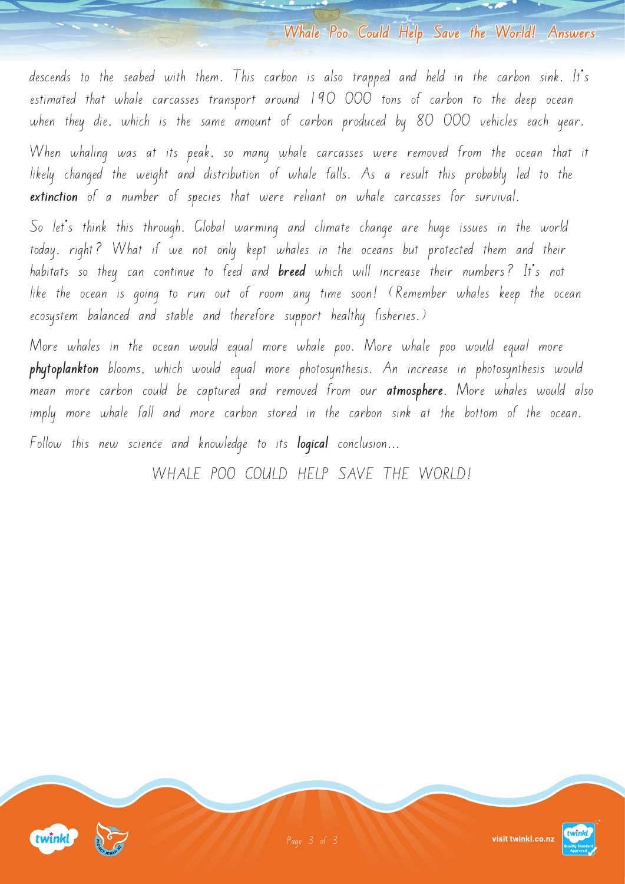descends to the seabed with them. This carbon is also trapped and held in the carbon sink. It's estimated that whale carcasses transport around 190 000 tons of carbon to the deep ocean when they die, which is the same amount of carbon produced by 80 000 vehicles each year.

When whaling was at its peak, so many whale carcasses were removed from the ocean that it likely changed the weight and distribution of whale falls. As a result this probably led to the **extinction** of a number of species that were reliant on whale carcasses for survival.

So let's think this through. Global warming and climate change are huge issues in the world today, right? What if we not only kept whales in the oceans but protected them and their habitats so they can continue to feed and **breed** which will increase their numbers? It's not like the ocean is going to run out of room any time soon! (Remember whales keep the ocean ecosystem balanced and stable and therefore support healthy fisheries.)

More whales in the ocean would equal more whale poo. More whale poo would equal more **phytoplankton** blooms, which would equal more photosynthesis. An increase in photosynthesis would mean more carbon could be captured and removed from our **atmosphere**. More whales would also imply more whale fall and more carbon stored in the carbon sink at the bottom of the ocean.

Follow this new science and knowledge to its **logical** conclusion...

WHALE POO COULD HELP SAVE THE WORLD!